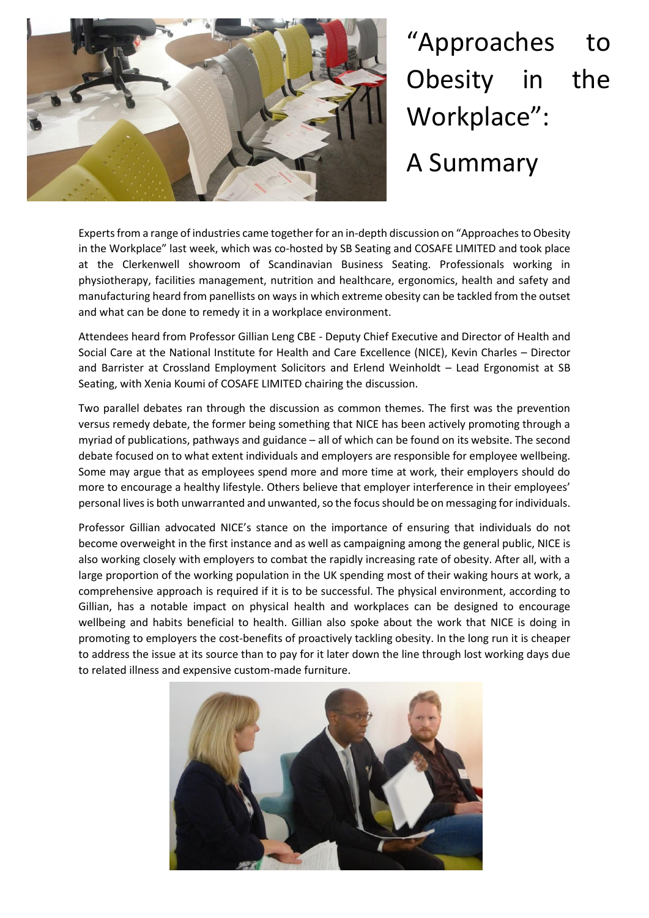# "Approaches to Obesity in the Workplace": A Summary

Experts from a range of industries came together for an in-depth discussion on "Approaches to Obesity in the Workplace" last week, which was co-hosted by SB Seating and COSAFE LIMITED and took place at the Clerkenwell showroom of Scandinavian Business Seating. Professionals working in physiotherapy, facilities management, nutrition and healthcare, ergonomics, health and safety and manufacturing heard from panellists on ways in which extreme obesity can be tackled from the outset and what can be done to remedy it in a workplace environment.

Attendees heard from Professor Gillian Leng CBE - Deputy Chief Executive and Director of Health and Social Care at the National Institute for Health and Care Excellence (NICE), Kevin Charles – Director and Barrister at Crossland Employment Solicitors and Erlend Weinholdt – Lead Ergonomist at SB Seating, with Xenia Koumi of COSAFE LIMITED chairing the discussion.

Two parallel debates ran through the discussion as common themes. The first was the prevention versus remedy debate, the former being something that NICE has been actively promoting through a myriad of publications, pathways and guidance – all of which can be found on its website. The second debate focused on to what extent individuals and employers are responsible for employee wellbeing. Some may argue that as employees spend more and more time at work, their employers should do more to encourage a healthy lifestyle. Others believe that employer interference in their employees' personal lives is both unwarranted and unwanted, so the focus should be on messaging for individuals.

Professor Gillian advocated NICE's stance on the importance of ensuring that individuals do not become overweight in the first instance and as well as campaigning among the general public, NICE is also working closely with employers to combat the rapidly increasing rate of obesity. After all, with a large proportion of the working population in the UK spending most of their waking hours at work, a comprehensive approach is required if it is to be successful. The physical environment, according to Gillian, has a notable impact on physical health and workplaces can be designed to encourage wellbeing and habits beneficial to health. Gillian also spoke about the work that NICE is doing in promoting to employers the cost-benefits of proactively tackling obesity. In the long run it is cheaper to address the issue at its source than to pay for it later down the line through lost working days due to related illness and expensive custom-made furniture.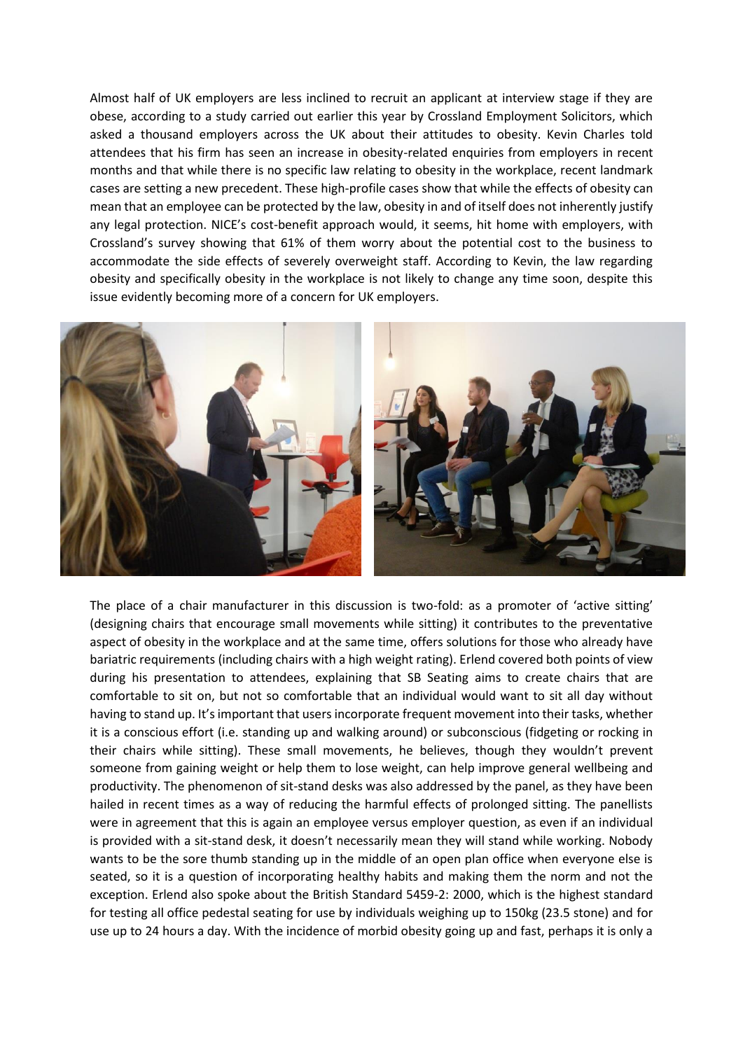Almost half of UK employers are less inclined to recruit an applicant at interview stage if they are obese, according to a study carried out earlier this year by Crossland Employment Solicitors, which asked a thousand employers across the UK about their attitudes to obesity. Kevin Charles told attendees that his firm has seen an increase in obesity-related enquiries from employers in recent months and that while there is no specific law relating to obesity in the workplace, recent landmark cases are setting a new precedent. These high-profile cases show that while the effects of obesity can mean that an employee can be protected by the law, obesity in and of itself does not inherently justify any legal protection. NICE's cost-benefit approach would, it seems, hit home with employers, with Crossland's survey showing that 61% of them worry about the potential cost to the business to accommodate the side effects of severely overweight staff. According to Kevin, the law regarding obesity and specifically obesity in the workplace is not likely to change any time soon, despite this issue evidently becoming more of a concern for UK employers.

The place of a chair manufacturer in this discussion is two-fold: as a promoter of 'active sitting' (designing chairs that encourage small movements while sitting) it contributes to the preventative aspect of obesity in the workplace and at the same time, offers solutions for those who already have bariatric requirements (including chairs with a high weight rating). Erlend covered both points of view during his presentation to attendees, explaining that SB Seating aims to create chairs that are comfortable to sit on, but not so comfortable that an individual would want to sit all day without having to stand up. It's important that users incorporate frequent movement into their tasks, whether it is a conscious effort (i.e. standing up and walking around) or subconscious (fidgeting or rocking in their chairs while sitting). These small movements, he believes, though they wouldn't prevent someone from gaining weight or help them to lose weight, can help improve general wellbeing and productivity. The phenomenon of sit-stand desks was also addressed by the panel, as they have been hailed in recent times as a way of reducing the harmful effects of prolonged sitting. The panellists were in agreement that this is again an employee versus employer question, as even if an individual is provided with a sit-stand desk, it doesn't necessarily mean they will stand while working. Nobody wants to be the sore thumb standing up in the middle of an open plan office when everyone else is seated, so it is a question of incorporating healthy habits and making them the norm and not the exception. Erlend also spoke about the British Standard 5459-2: 2000, which is the highest standard for testing all office pedestal seating for use by individuals weighing up to 150kg (23.5 stone) and for use up to 24 hours a day. With the incidence of morbid obesity going up and fast, perhaps it is only a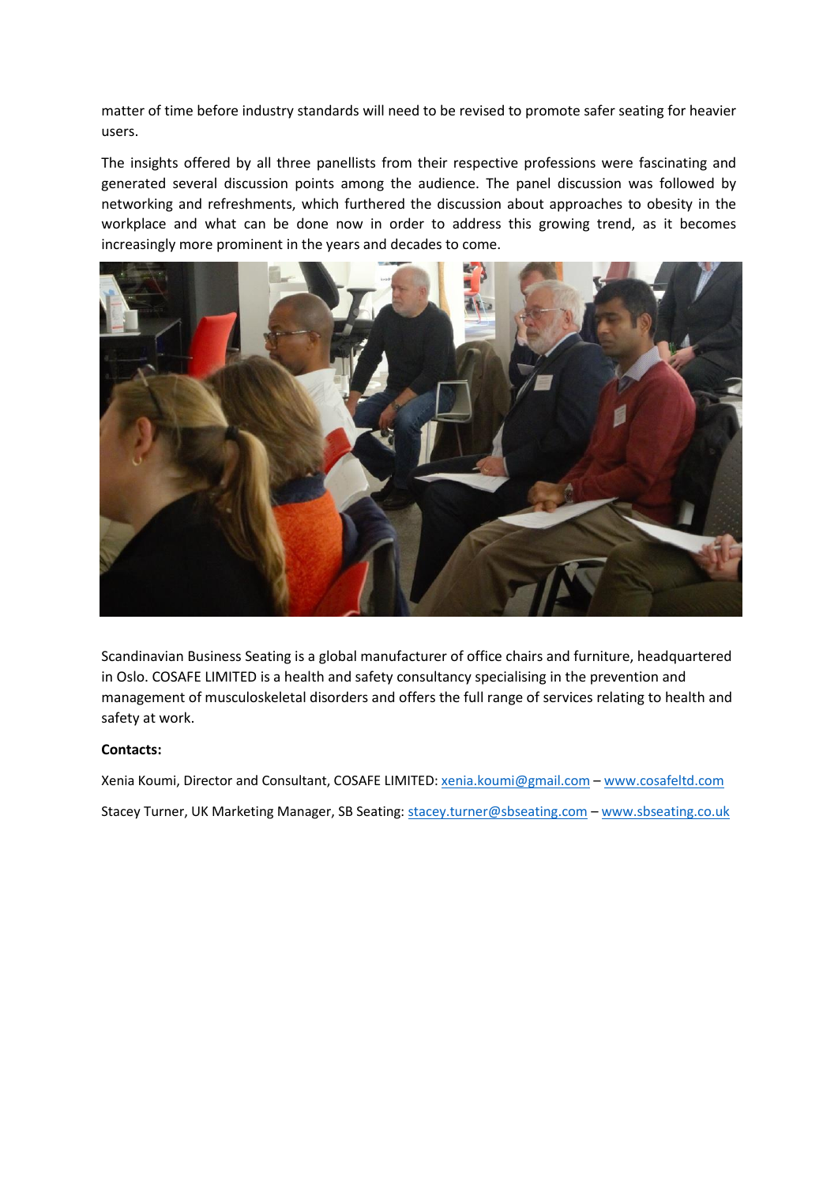matter of time before industry standards will need to be revised to promote safer seating for heavier users.

The insights offered by all three panellists from their respective professions were fascinating and generated several discussion points among the audience. The panel discussion was followed by networking and refreshments, which furthered the discussion about approaches to obesity in the workplace and what can be done now in order to address this growing trend, as it becomes increasingly more prominent in the years and decades to come.

Scandinavian Business Seating is a global manufacturer of office chairs and furniture, headquartered in Oslo. COSAFE LIMITED is a health and safety consultancy specialising in the prevention and management of musculoskeletal disorders and offers the full range of services relating to health and safety at work.

**Contacts:**

Xenia Koumi, Director and Consultant, COSAFE LIMITED: xenia.koumi@gmail.com – www.cosafeltd.com

Stacey Turner, UK Marketing Manager, SB Seating: stacey.turner@sbseating.com – www.sbseating.co.uk